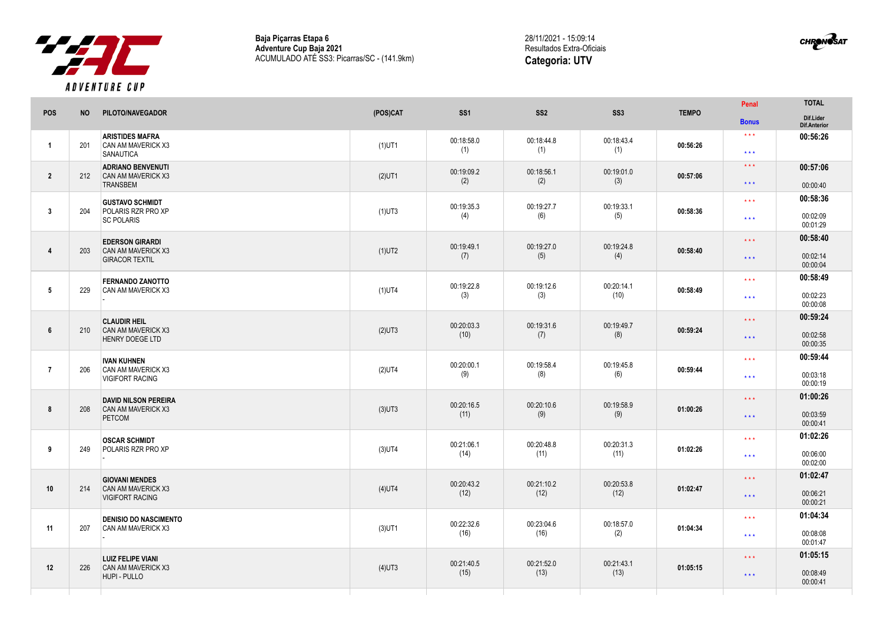**Baja Piçarras Etapa 6**
**Adventure Cup Baja 2021**
ACUMULADO ATÉ SS3: Picarras/SC - (141.9km)

28/11/2021 - 15:09:14
Resultados Extra-Oficiais
**Categoria: UTV**

| POS | NO | PILOTO/NAVEGADOR | (POS)CAT | SS1 | SS2 | SS3 | TEMPO | Penal / Bonus | TOTAL / Dif.Lider / Dif.Anterior |
|---|---|---|---|---|---|---|---|---|---|
| 1 | 201 | **ARISTIDES MAFRA** CAN AM MAVERICK X3 SANAUTICA | (1)UT1 | 00:18:58.0 (1) | 00:18:44.8 (1) | 00:18:43.4 (1) | **00:56:26** | *** *** | **00:56:26** |
| 2 | 212 | **ADRIANO BENVENUTI** CAN AM MAVERICK X3 TRANSBEM | (2)UT1 | 00:19:09.2 (2) | 00:18:56.1 (2) | 00:19:01.0 (3) | **00:57:06** | *** *** | **00:57:06** 00:00:40 |
| 3 | 204 | **GUSTAVO SCHMIDT** POLARIS RZR PRO XP SC POLARIS | (1)UT3 | 00:19:35.3 (4) | 00:19:27.7 (6) | 00:19:33.1 (5) | **00:58:36** | *** *** | **00:58:36** 00:02:09 00:01:29 |
| 4 | 203 | **EDERSON GIRARDI** CAN AM MAVERICK X3 GIRACOR TEXTIL | (1)UT2 | 00:19:49.1 (7) | 00:19:27.0 (5) | 00:19:24.8 (4) | **00:58:40** | *** *** | **00:58:40** 00:02:14 00:00:04 |
| 5 | 229 | **FERNANDO ZANOTTO** CAN AM MAVERICK X3 - | (1)UT4 | 00:19:22.8 (3) | 00:19:12.6 (3) | 00:20:14.1 (10) | **00:58:49** | *** *** | **00:58:49** 00:02:23 00:00:08 |
| 6 | 210 | **CLAUDIR HEIL** CAN AM MAVERICK X3 HENRY DOEGE LTD | (2)UT3 | 00:20:03.3 (10) | 00:19:31.6 (7) | 00:19:49.7 (8) | **00:59:24** | *** *** | **00:59:24** 00:02:58 00:00:35 |
| 7 | 206 | **IVAN KUHNEN** CAN AM MAVERICK X3 VIGIFORT RACING | (2)UT4 | 00:20:00.1 (9) | 00:19:58.4 (8) | 00:19:45.8 (6) | **00:59:44** | *** *** | **00:59:44** 00:03:18 00:00:19 |
| 8 | 208 | **DAVID NILSON PEREIRA** CAN AM MAVERICK X3 PETCOM | (3)UT3 | 00:20:16.5 (11) | 00:20:10.6 (9) | 00:19:58.9 (9) | **01:00:26** | *** *** | **01:00:26** 00:03:59 00:00:41 |
| 9 | 249 | **OSCAR SCHMIDT** POLARIS RZR PRO XP - | (3)UT4 | 00:21:06.1 (14) | 00:20:48.8 (11) | 00:20:31.3 (11) | **01:02:26** | *** *** | **01:02:26** 00:06:00 00:02:00 |
| 10 | 214 | **GIOVANI MENDES** CAN AM MAVERICK X3 VIGIFORT RACING | (4)UT4 | 00:20:43.2 (12) | 00:21:10.2 (12) | 00:20:53.8 (12) | **01:02:47** | *** *** | **01:02:47** 00:06:21 00:00:21 |
| 11 | 207 | **DENISIO DO NASCIMENTO** CAN AM MAVERICK X3 - | (3)UT1 | 00:22:32.6 (16) | 00:23:04.6 (16) | 00:18:57.0 (2) | **01:04:34** | *** *** | **01:04:34** 00:08:08 00:01:47 |
| 12 | 226 | **LUIZ FELIPE VIANI** CAN AM MAVERICK X3 HUPI - PULLO | (4)UT3 | 00:21:40.5 (15) | 00:21:52.0 (13) | 00:21:43.1 (13) | **01:05:15** | *** *** | **01:05:15** 00:08:49 00:00:41 |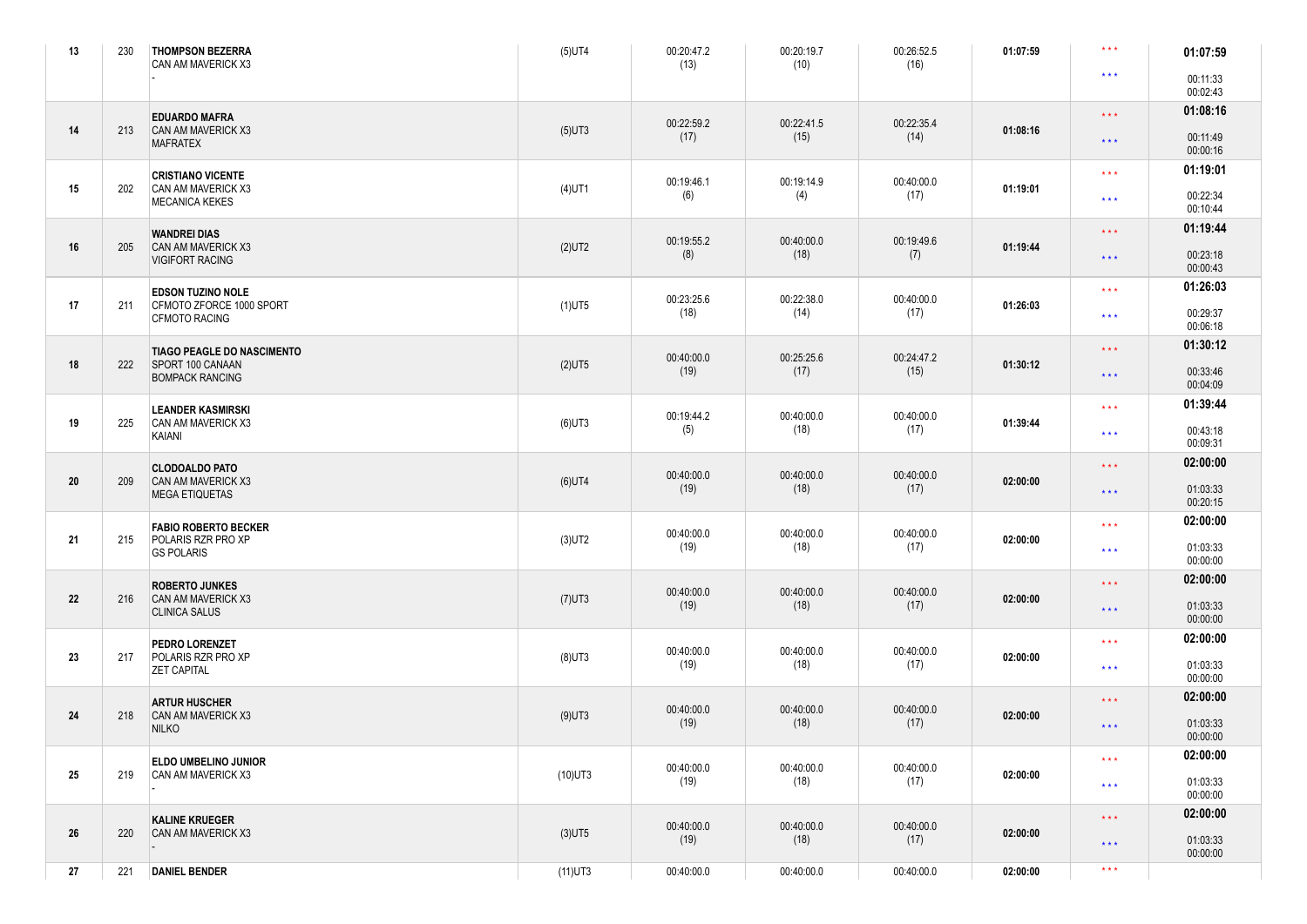| | | | | | | | | | |
|---|---|---|---|---|---|---|---|---|---|
| 13 | 230 | **THOMPSON BEZERRA**<br>CAN AM MAVERICK X3<br>- | (5)UT4 | 00:20:47.2<br>(13) | 00:20:19.7<br>(10) | 00:26:52.5<br>(16) | **01:07:59** | * * *<br>* * * | **01:07:59**<br>00:11:33<br>00:02:43 |
| 14 | 213 | **EDUARDO MAFRA**<br>CAN AM MAVERICK X3<br>MAFRATEX | (5)UT3 | 00:22:59.2<br>(17) | 00:22:41.5<br>(15) | 00:22:35.4<br>(14) | **01:08:16** | * * *<br>* * * | **01:08:16**<br>00:11:49<br>00:00:16 |
| 15 | 202 | **CRISTIANO VICENTE**<br>CAN AM MAVERICK X3<br>MECANICA KEKES | (4)UT1 | 00:19:46.1<br>(6) | 00:19:14.9<br>(4) | 00:40:00.0<br>(17) | **01:19:01** | * * *<br>* * * | **01:19:01**<br>00:22:34<br>00:10:44 |
| 16 | 205 | **WANDREI DIAS**<br>CAN AM MAVERICK X3<br>VIGIFORT RACING | (2)UT2 | 00:19:55.2<br>(8) | 00:40:00.0<br>(18) | 00:19:49.6<br>(7) | **01:19:44** | * * *<br>* * * | **01:19:44**<br>00:23:18<br>00:00:43 |
| 17 | 211 | **EDSON TUZINO NOLE**<br>CFMOTO ZFORCE 1000 SPORT<br>CFMOTO RACING | (1)UT5 | 00:23:25.6<br>(18) | 00:22:38.0<br>(14) | 00:40:00.0<br>(17) | **01:26:03** | * * *<br>* * * | **01:26:03**<br>00:29:37<br>00:06:18 |
| 18 | 222 | **TIAGO PEAGLE DO NASCIMENTO**<br>SPORT 100 CANAAN<br>BOMPACK RANCING | (2)UT5 | 00:40:00.0<br>(19) | 00:25:25.6<br>(17) | 00:24:47.2<br>(15) | **01:30:12** | * * *<br>* * * | **01:30:12**<br>00:33:46<br>00:04:09 |
| 19 | 225 | **LEANDER KASMIRSKI**<br>CAN AM MAVERICK X3<br>KAIANI | (6)UT3 | 00:19:44.2<br>(5) | 00:40:00.0<br>(18) | 00:40:00.0<br>(17) | **01:39:44** | * * *<br>* * * | **01:39:44**<br>00:43:18<br>00:09:31 |
| 20 | 209 | **CLODOALDO PATO**<br>CAN AM MAVERICK X3<br>MEGA ETIQUETAS | (6)UT4 | 00:40:00.0<br>(19) | 00:40:00.0<br>(18) | 00:40:00.0<br>(17) | **02:00:00** | * * *<br>* * * | **02:00:00**<br>01:03:33<br>00:20:15 |
| 21 | 215 | **FABIO ROBERTO BECKER**<br>POLARIS RZR PRO XP<br>GS POLARIS | (3)UT2 | 00:40:00.0<br>(19) | 00:40:00.0<br>(18) | 00:40:00.0<br>(17) | **02:00:00** | * * *<br>* * * | **02:00:00**<br>01:03:33<br>00:00:00 |
| 22 | 216 | **ROBERTO JUNKES**<br>CAN AM MAVERICK X3<br>CLINICA SALUS | (7)UT3 | 00:40:00.0<br>(19) | 00:40:00.0<br>(18) | 00:40:00.0<br>(17) | **02:00:00** | * * *<br>* * * | **02:00:00**<br>01:03:33<br>00:00:00 |
| 23 | 217 | **PEDRO LORENZET**<br>POLARIS RZR PRO XP<br>ZET CAPITAL | (8)UT3 | 00:40:00.0<br>(19) | 00:40:00.0<br>(18) | 00:40:00.0<br>(17) | **02:00:00** | * * *<br>* * * | **02:00:00**<br>01:03:33<br>00:00:00 |
| 24 | 218 | **ARTUR HUSCHER**<br>CAN AM MAVERICK X3<br>NILKO | (9)UT3 | 00:40:00.0<br>(19) | 00:40:00.0<br>(18) | 00:40:00.0<br>(17) | **02:00:00** | * * *<br>* * * | **02:00:00**<br>01:03:33<br>00:00:00 |
| 25 | 219 | **ELDO UMBELINO JUNIOR**<br>CAN AM MAVERICK X3<br>- | (10)UT3 | 00:40:00.0<br>(19) | 00:40:00.0<br>(18) | 00:40:00.0<br>(17) | **02:00:00** | * * *<br>* * * | **02:00:00**<br>01:03:33<br>00:00:00 |
| 26 | 220 | **KALINE KRUEGER**<br>CAN AM MAVERICK X3<br>- | (3)UT5 | 00:40:00.0<br>(19) | 00:40:00.0<br>(18) | 00:40:00.0<br>(17) | **02:00:00** | * * *<br>* * * | **02:00:00**<br>01:03:33<br>00:00:00 |
| 27 | 221 | **DANIEL BENDER** | (11)UT3 | 00:40:00.0 | 00:40:00.0 | 00:40:00.0 | **02:00:00** | * * * | |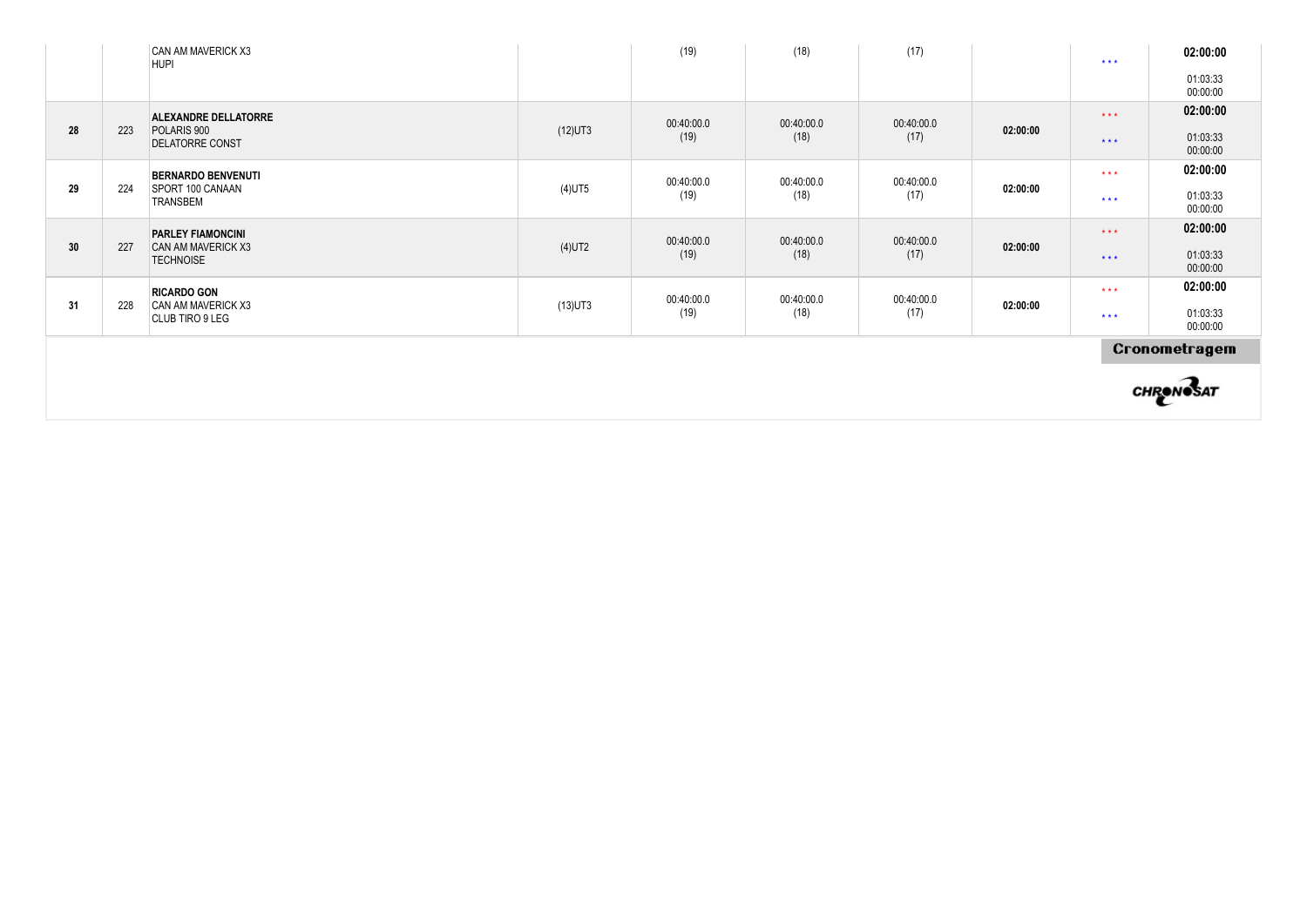| | | | | | | | | | |
|---|---|---|---|---|---|---|---|---|---|
| | | CAN AM MAVERICK X3<br>HUPI | | (19) | (18) | (17) | | \* \* \* | **02:00:00**<br>01:03:33<br>00:00:00 |
| **28** | 223 | **ALEXANDRE DELLATORRE**<br>POLARIS 900<br>DELATORRE CONST | (12)UT3 | 00:40:00.0<br>(19) | 00:40:00.0<br>(18) | 00:40:00.0<br>(17) | **02:00:00** | \* \* \*<br>\* \* \* | **02:00:00**<br>01:03:33<br>00:00:00 |
| **29** | 224 | **BERNARDO BENVENUTI**<br>SPORT 100 CANAAN<br>TRANSBEM | (4)UT5 | 00:40:00.0<br>(19) | 00:40:00.0<br>(18) | 00:40:00.0<br>(17) | **02:00:00** | \* \* \*<br>\* \* \* | **02:00:00**<br>01:03:33<br>00:00:00 |
| **30** | 227 | **PARLEY FIAMONCINI**<br>CAN AM MAVERICK X3<br>TECHNOISE | (4)UT2 | 00:40:00.0<br>(19) | 00:40:00.0<br>(18) | 00:40:00.0<br>(17) | **02:00:00** | \* \* \*<br>\* \* \* | **02:00:00**<br>01:03:33<br>00:00:00 |
| **31** | 228 | **RICARDO GON**<br>CAN AM MAVERICK X3<br>CLUB TIRO 9 LEG | (13)UT3 | 00:40:00.0<br>(19) | 00:40:00.0<br>(18) | 00:40:00.0<br>(17) | **02:00:00** | \* \* \*<br>\* \* \* | **02:00:00**<br>01:03:33<br>00:00:00 |

**Cronometragem**

CHRONOSAT